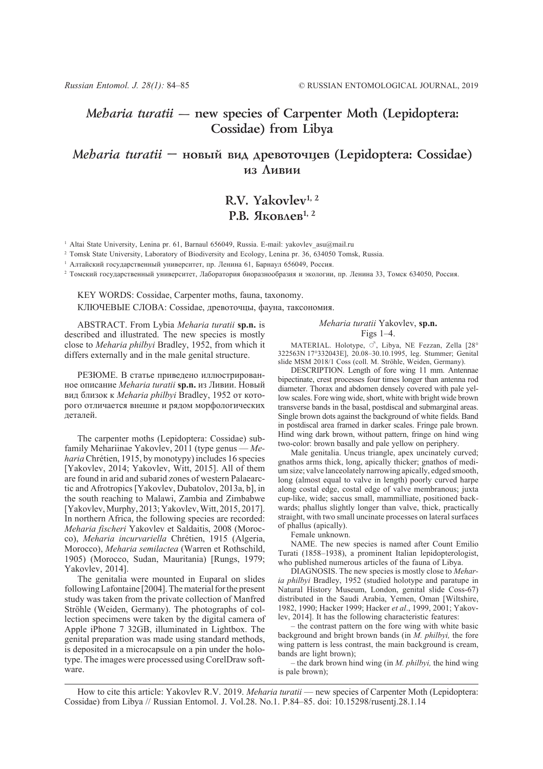# *Meharia turatii* — new species of Carpenter Moth (Lepidoptera: Cossidae) from Libya

# *Meharia turatii* — новый вид древоточцев (Lepidoptera: Cossidae) из Ливии

## R.V. Yakovlev[1, 2]
## Р.В. Яковлев[1, 2]

[1] Altai State University, Lenina pr. 61, Barnaul 656049, Russia. E-mail: yakovlev_asu@mail.ru

[2] Tomsk State University, Laboratory of Biodiversity and Ecology, Lenina pr. 36, 634050 Tomsk, Russia.

[1] Алтайский государственный университет, пр. Ленина 61, Барнаул 656049, Россия.

[2] Томский государственный университет, Лаборатория биоразнообразия и экологии, пр. Ленина 33, Томск 634050, Россия.

KEY WORDS: Cossidae, Carpenter moths, fauna, taxonomy.

КЛЮЧЕВЫЕ СЛОВА: Cossidae, древоточцы, фауна, таксономия.

ABSTRACT. From Lybia *Meharia turatii* **sp.n.** is described and illustrated. The new species is mostly close to *Meharia philbyi* Bradley, 1952, from which it differs externally and in the male genital structure.

РЕЗЮМЕ. В статье приведено иллюстрированное описание *Meharia turatii* **sp.n.** из Ливии. Новый вид близок к *Meharia philbyi* Bradley, 1952 от которого отличается внешне и рядом морфологических деталей.

The carpenter moths (Lepidoptera: Cossidae) subfamily Mehariinae Yakovlev, 2011 (type genus — *Meharia* Chrétien, 1915, by monotypy) includes 16 species [Yakovlev, 2014; Yakovlev, Witt, 2015]. All of them are found in arid and subarid zones of western Palaearctic and Afrotropics [Yakovlev, Dubatolov, 2013a, b], in the south reaching to Malawi, Zambia and Zimbabwe [Yakovlev, Murphy, 2013; Yakovlev, Witt, 2015, 2017]. In northern Africa, the following species are recorded: *Meharia fischeri* Yakovlev et Saldaitis, 2008 (Morocco), *Meharia incurvariella* Chrétien, 1915 (Algeria, Morocco), *Meharia semilactea* (Warren et Rothschild, 1905) (Morocco, Sudan, Mauritania) [Rungs, 1979; Yakovlev, 2014].

The genitalia were mounted in Euparal on slides following Lafontaine [2004]. The material for the present study was taken from the private collection of Manfred Ströhle (Weiden, Germany). The photographs of collection specimens were taken by the digital camera of Apple iPhone 7 32GB, illuminated in Lightbox. The genital preparation was made using standard methods, is deposited in a microcapsule on a pin under the holotype. The images were processed using CorelDraw software.

### *Meharia turatii* Yakovlev, **sp.n.**

Figs 1–4.

MATERIAL. Holotype, ♂, Libya, NE Fezzan, Zella [28° 322563N 17°332043E], 20.08–30.10.1995, leg. Stummer; Genital slide MSM 2018/1 Coss (coll. M. Ströhle, Weiden, Germany).

DESCRIPTION. Length of fore wing 11 mm. Antennae bipectinate, crest processes four times longer than antenna rod diameter. Thorax and abdomen densely covered with pale yellow scales. Fore wing wide, short, white with bright wide brown transverse bands in the basal, postdiscal and submarginal areas. Single brown dots against the background of white fields. Band in postdiscal area framed in darker scales. Fringe pale brown. Hind wing dark brown, without pattern, fringe on hind wing two-color: brown basally and pale yellow on periphery.

Male genitalia. Uncus triangle, apex uncinately curved; gnathos arms thick, long, apically thicker; gnathos of medium size; valve lanceolately narrowing apically, edged smooth, long (almost equal to valve in length) poorly curved harpe along costal edge, costal edge of valve membranous; juxta cup-like, wide; saccus small, mammilliate, positioned backwards; phallus slightly longer than valve, thick, practically straight, with two small uncinate processes on lateral surfaces of phallus (apically).

Female unknown.

NAME. The new species is named after Count Emilio Turati (1858–1938), a prominent Italian lepidopterologist, who published numerous articles of the fauna of Libya.

DIAGNOSIS. The new species is mostly close to *Meharia philbyi* Bradley, 1952 (studied holotype and paratype in Natural History Museum, London, genital slide Coss-67) distributed in the Saudi Arabia, Yemen, Oman [Wiltshire, 1982, 1990; Hacker 1999; Hacker *et al.*, 1999, 2001; Yakovlev, 2014]. It has the following characteristic features:

– the contrast pattern on the fore wing with white basic background and bright brown bands (in *M. philbyi,* the fore wing pattern is less contrast, the main background is cream, bands are light brown);

– the dark brown hind wing (in *M. philbyi,* the hind wing is pale brown);

How to cite this article: Yakovlev R.V. 2019. *Meharia turatii* — new species of Carpenter Moth (Lepidoptera: Cossidae) from Libya // Russian Entomol. J. Vol.28. No.1. P.84–85. doi: 10.15298/rusentj.28.1.14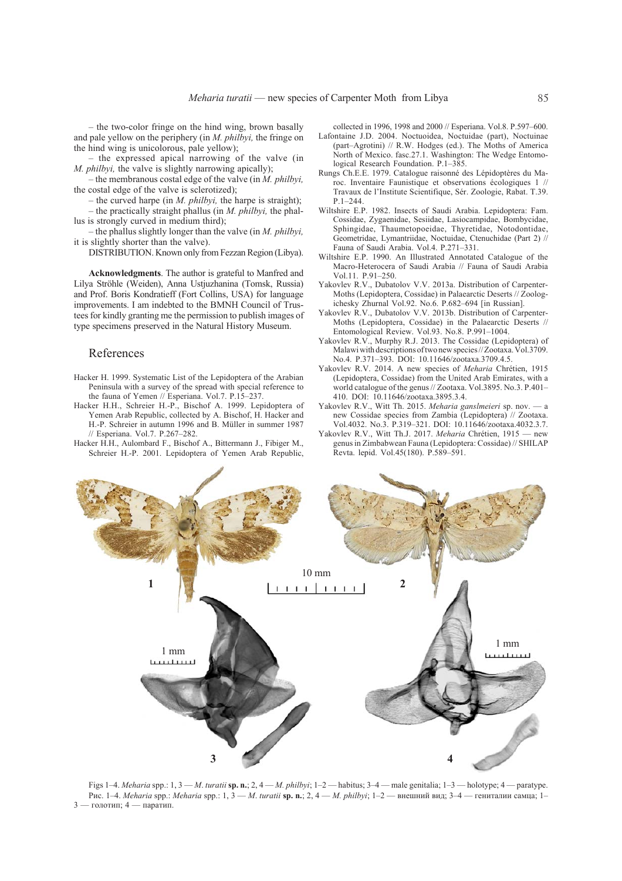– the two-color fringe on the hind wing, brown basally and pale yellow on the periphery (in *M. philbyi,* the fringe on the hind wing is unicolorous, pale yellow);

– the expressed apical narrowing of the valve (in *M. philbyi,* the valve is slightly narrowing apically);

– the membranous costal edge of the valve (in *M. philbyi,* the costal edge of the valve is sclerotized);

– the curved harpe (in *M. philbyi,* the harpe is straight);

– the practically straight phallus (in *M. philbyi,* the phallus is strongly curved in medium third);

– the phallus slightly longer than the valve (in *M. philbyi,* it is slightly shorter than the valve).

DISTRIBUTION. Known only from Fezzan Region (Libya).

**Acknowledgments**. The author is grateful to Manfred and Lilya Ströhle (Weiden), Anna Ustjuzhanina (Tomsk, Russia) and Prof. Boris Kondratieff (Fort Collins, USA) for language improvements. I am indebted to the BMNH Council of Trustees for kindly granting me the permission to publish images of type specimens preserved in the Natural History Museum.

## References

Hacker H. 1999. Systematic List of the Lepidoptera of the Arabian Peninsula with a survey of the spread with special reference to the fauna of Yemen // Esperiana. Vol.7. P.15–237.

Hacker H.H., Schreier H.-P., Bischof A. 1999. Lepidoptera of Yemen Arab Republic, collected by A. Bischof, H. Hacker and H.-P. Schreier in autumn 1996 and B. Müller in summer 1987 // Esperiana. Vol.7. P.267–282.

Hacker H.H., Aulombard F., Bischof A., Bittermann J., Fibiger M., Schreier H.-P. 2001. Lepidoptera of Yemen Arab Republic, collected in 1996, 1998 and 2000 // Esperiana. Vol.8. P.597–600.

Lafontaine J.D. 2004. Noctuoidea, Noctuidae (part), Noctuinae (part–Agrotini) // R.W. Hodges (ed.). The Moths of America North of Mexico. fasc.27.1. Washington: The Wedge Entomological Research Foundation. P.1–385.

Rungs Ch.E.E. 1979. Catalogue raisonné des Lépidoptères du Maroc. Inventaire Faunistique et observations écologiques 1 // Travaux de l'Institute Scientifique, Sér. Zoologie, Rabat. T.39. P.1–244.

Wiltshire E.P. 1982. Insects of Saudi Arabia. Lepidoptera: Fam. Cossidae, Zygaenidae, Sesiidae, Lasiocampidae, Bombycidae, Sphingidae, Thaumetopoeidae, Thyretidae, Notodontidae, Geometridae, Lymantriidae, Noctuidae, Ctenuchidae (Part 2) // Fauna of Saudi Arabia. Vol.4. P.271–331.

Wiltshire E.P. 1990. An Illustrated Annotated Catalogue of the Macro-Heterocera of Saudi Arabia // Fauna of Saudi Arabia Vol.11. P.91–250.

Yakovlev R.V., Dubatolov V.V. 2013a. Distribution of Carpenter-Moths (Lepidoptera, Cossidae) in Palaearctic Deserts // Zoologichesky Zhurnal Vol.92. No.6. P.682–694 [in Russian].

Yakovlev R.V., Dubatolov V.V. 2013b. Distribution of Carpenter-Moths (Lepidoptera, Cossidae) in the Palaearctic Deserts // Entomological Review. Vol.93. No.8. P.991–1004.

Yakovlev R.V., Murphy R.J. 2013. The Cossidae (Lepidoptera) of Malawi with descriptions of two new species // Zootaxa. Vol.3709. No.4. P.371–393. DOI: 10.11646/zootaxa.3709.4.5.

Yakovlev R.V. 2014. A new species of *Meharia* Chrétien, 1915 (Lepidoptera, Cossidae) from the United Arab Emirates, with a world catalogue of the genus // Zootaxa. Vol.3895. No.3. P.401–410. DOI: 10.11646/zootaxa.3895.3.4.

Yakovlev R.V., Witt Th. 2015. *Meharia ganslmeieri* sp. nov. — a new Cossidae species from Zambia (Lepidoptera) // Zootaxa. Vol.4032. No.3. P.319–321. DOI: 10.11646/zootaxa.4032.3.7.

Yakovlev R.V., Witt Th.J. 2017. *Meharia* Chrétien, 1915 — new genus in Zimbabwean Fauna (Lepidoptera: Cossidae) // SHILAP Revta. lepid. Vol.45(180). P.589–591.

10 mm

1 mm

1 mm

1 2 3 4

Figs 1–4. *Meharia* spp.: 1, 3 — *M. turatii* **sp. n.**; 2, 4 — *M. philbyi*; 1–2 — habitus; 3–4 — male genitalia; 1–3 — holotype; 4 — paratype.

Рис. 1–4. *Meharia* spp.: *Meharia* spp.: 1, 3 — *M. turatii* **sp. n.**; 2, 4 — *M. philbyi*; 1–2 — внешний вид; 3–4 — гениталии самца; 1–3 — голотип; 4 — паратип.